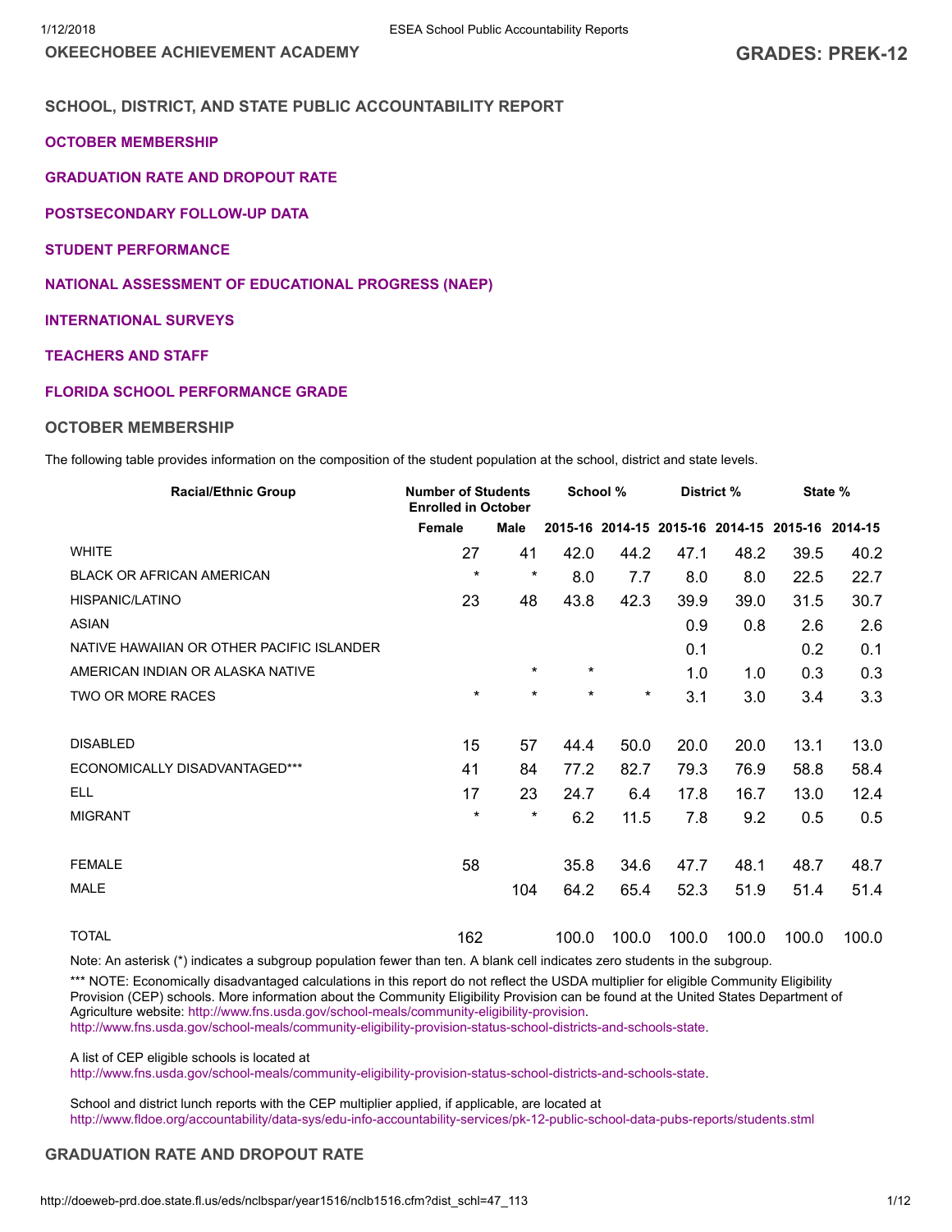OKEECHOBEE ACHIEVEMENT ACADEMY

GRADES: PREK-12

## SCHOOL, DISTRICT, AND STATE PUBLIC ACCOUNTABILITY REPORT

OCTOBER MEMBERSHIP

GRADUATION RATE AND DROPOUT RATE

POSTSECONDARY FOLLOW-UP DATA

STUDENT PERFORMANCE

NATIONAL ASSESSMENT OF EDUCATIONAL PROGRESS (NAEP)

INTERNATIONAL SURVEYS

TEACHERS AND STAFF

FLORIDA SCHOOL PERFORMANCE GRADE

## OCTOBER MEMBERSHIP

The following table provides information on the composition of the student population at the school, district and state levels.

| Racial/Ethnic Group | Number of Students Enrolled in October | | School % | | District % | | State % | |
|---|---|---|---|---|---|---|---|---|
| | Female | Male | 2015-16 | 2014-15 | 2015-16 | 2014-15 | 2015-16 | 2014-15 |
| WHITE | 27 | 41 | 42.0 | 44.2 | 47.1 | 48.2 | 39.5 | 40.2 |
| BLACK OR AFRICAN AMERICAN | * | * | 8.0 | 7.7 | 8.0 | 8.0 | 22.5 | 22.7 |
| HISPANIC/LATINO | 23 | 48 | 43.8 | 42.3 | 39.9 | 39.0 | 31.5 | 30.7 |
| ASIAN | | | | | 0.9 | 0.8 | 2.6 | 2.6 |
| NATIVE HAWAIIAN OR OTHER PACIFIC ISLANDER | | | | | 0.1 | | 0.2 | 0.1 |
| AMERICAN INDIAN OR ALASKA NATIVE | | * | * | | 1.0 | 1.0 | 0.3 | 0.3 |
| TWO OR MORE RACES | * | * | * | * | 3.1 | 3.0 | 3.4 | 3.3 |
| DISABLED | 15 | 57 | 44.4 | 50.0 | 20.0 | 20.0 | 13.1 | 13.0 |
| ECONOMICALLY DISADVANTAGED*** | 41 | 84 | 77.2 | 82.7 | 79.3 | 76.9 | 58.8 | 58.4 |
| ELL | 17 | 23 | 24.7 | 6.4 | 17.8 | 16.7 | 13.0 | 12.4 |
| MIGRANT | * | * | 6.2 | 11.5 | 7.8 | 9.2 | 0.5 | 0.5 |
| FEMALE | 58 | | 35.8 | 34.6 | 47.7 | 48.1 | 48.7 | 48.7 |
| MALE | | 104 | 64.2 | 65.4 | 52.3 | 51.9 | 51.4 | 51.4 |
| TOTAL | 162 | | 100.0 | 100.0 | 100.0 | 100.0 | 100.0 | 100.0 |

Note: An asterisk (*) indicates a subgroup population fewer than ten. A blank cell indicates zero students in the subgroup.

*** NOTE: Economically disadvantaged calculations in this report do not reflect the USDA multiplier for eligible Community Eligibility Provision (CEP) schools. More information about the Community Eligibility Provision can be found at the United States Department of Agriculture website: http://www.fns.usda.gov/school-meals/community-eligibility-provision. http://www.fns.usda.gov/school-meals/community-eligibility-provision-status-school-districts-and-schools-state.

A list of CEP eligible schools is located at http://www.fns.usda.gov/school-meals/community-eligibility-provision-status-school-districts-and-schools-state.

School and district lunch reports with the CEP multiplier applied, if applicable, are located at http://www.fldoe.org/accountability/data-sys/edu-info-accountability-services/pk-12-public-school-data-pubs-reports/students.stml

## GRADUATION RATE AND DROPOUT RATE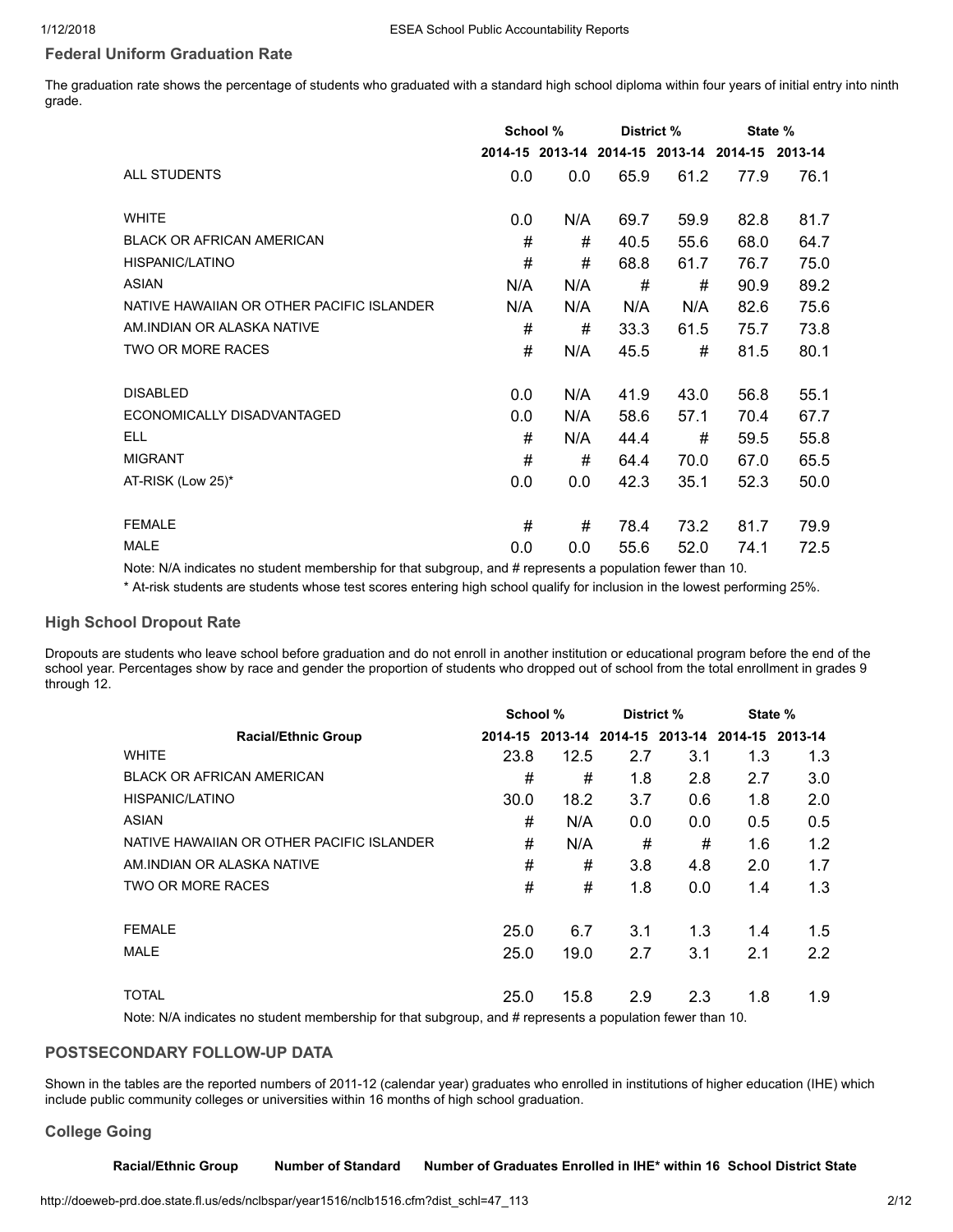## Federal Uniform Graduation Rate

The graduation rate shows the percentage of students who graduated with a standard high school diploma within four years of initial entry into ninth grade.

| | School % | | District % | | State % | |
|---|---|---|---|---|---|---|
| | 2014-15 | 2013-14 | 2014-15 | 2013-14 | 2014-15 | 2013-14 |
| ALL STUDENTS | 0.0 | 0.0 | 65.9 | 61.2 | 77.9 | 76.1 |
| WHITE | 0.0 | N/A | 69.7 | 59.9 | 82.8 | 81.7 |
| BLACK OR AFRICAN AMERICAN | # | # | 40.5 | 55.6 | 68.0 | 64.7 |
| HISPANIC/LATINO | # | # | 68.8 | 61.7 | 76.7 | 75.0 |
| ASIAN | N/A | N/A | # | # | 90.9 | 89.2 |
| NATIVE HAWAIIAN OR OTHER PACIFIC ISLANDER | N/A | N/A | N/A | N/A | 82.6 | 75.6 |
| AM.INDIAN OR ALASKA NATIVE | # | # | 33.3 | 61.5 | 75.7 | 73.8 |
| TWO OR MORE RACES | # | N/A | 45.5 | # | 81.5 | 80.1 |
| DISABLED | 0.0 | N/A | 41.9 | 43.0 | 56.8 | 55.1 |
| ECONOMICALLY DISADVANTAGED | 0.0 | N/A | 58.6 | 57.1 | 70.4 | 67.7 |
| ELL | # | N/A | 44.4 | # | 59.5 | 55.8 |
| MIGRANT | # | # | 64.4 | 70.0 | 67.0 | 65.5 |
| AT-RISK (Low 25)* | 0.0 | 0.0 | 42.3 | 35.1 | 52.3 | 50.0 |
| FEMALE | # | # | 78.4 | 73.2 | 81.7 | 79.9 |
| MALE | 0.0 | 0.0 | 55.6 | 52.0 | 74.1 | 72.5 |

Note: N/A indicates no student membership for that subgroup, and # represents a population fewer than 10.

* At-risk students are students whose test scores entering high school qualify for inclusion in the lowest performing 25%.

## High School Dropout Rate

Dropouts are students who leave school before graduation and do not enroll in another institution or educational program before the end of the school year. Percentages show by race and gender the proportion of students who dropped out of school from the total enrollment in grades 9 through 12.

| | School % | | District % | | State % | |
|---|---|---|---|---|---|---|
| **Racial/Ethnic Group** | 2014-15 | 2013-14 | 2014-15 | 2013-14 | 2014-15 | 2013-14 |
| WHITE | 23.8 | 12.5 | 2.7 | 3.1 | 1.3 | 1.3 |
| BLACK OR AFRICAN AMERICAN | # | # | 1.8 | 2.8 | 2.7 | 3.0 |
| HISPANIC/LATINO | 30.0 | 18.2 | 3.7 | 0.6 | 1.8 | 2.0 |
| ASIAN | # | N/A | 0.0 | 0.0 | 0.5 | 0.5 |
| NATIVE HAWAIIAN OR OTHER PACIFIC ISLANDER | # | N/A | # | # | 1.6 | 1.2 |
| AM.INDIAN OR ALASKA NATIVE | # | # | 3.8 | 4.8 | 2.0 | 1.7 |
| TWO OR MORE RACES | # | # | 1.8 | 0.0 | 1.4 | 1.3 |
| FEMALE | 25.0 | 6.7 | 3.1 | 1.3 | 1.4 | 1.5 |
| MALE | 25.0 | 19.0 | 2.7 | 3.1 | 2.1 | 2.2 |
| TOTAL | 25.0 | 15.8 | 2.9 | 2.3 | 1.8 | 1.9 |

Note: N/A indicates no student membership for that subgroup, and # represents a population fewer than 10.

## POSTSECONDARY FOLLOW-UP DATA

Shown in the tables are the reported numbers of 2011-12 (calendar year) graduates who enrolled in institutions of higher education (IHE) which include public community colleges or universities within 16 months of high school graduation.

### College Going

| Racial/Ethnic Group | Number of Standard | Number of Graduates Enrolled in IHE* within 16 | School | District | State |
|---|---|---|---|---|---|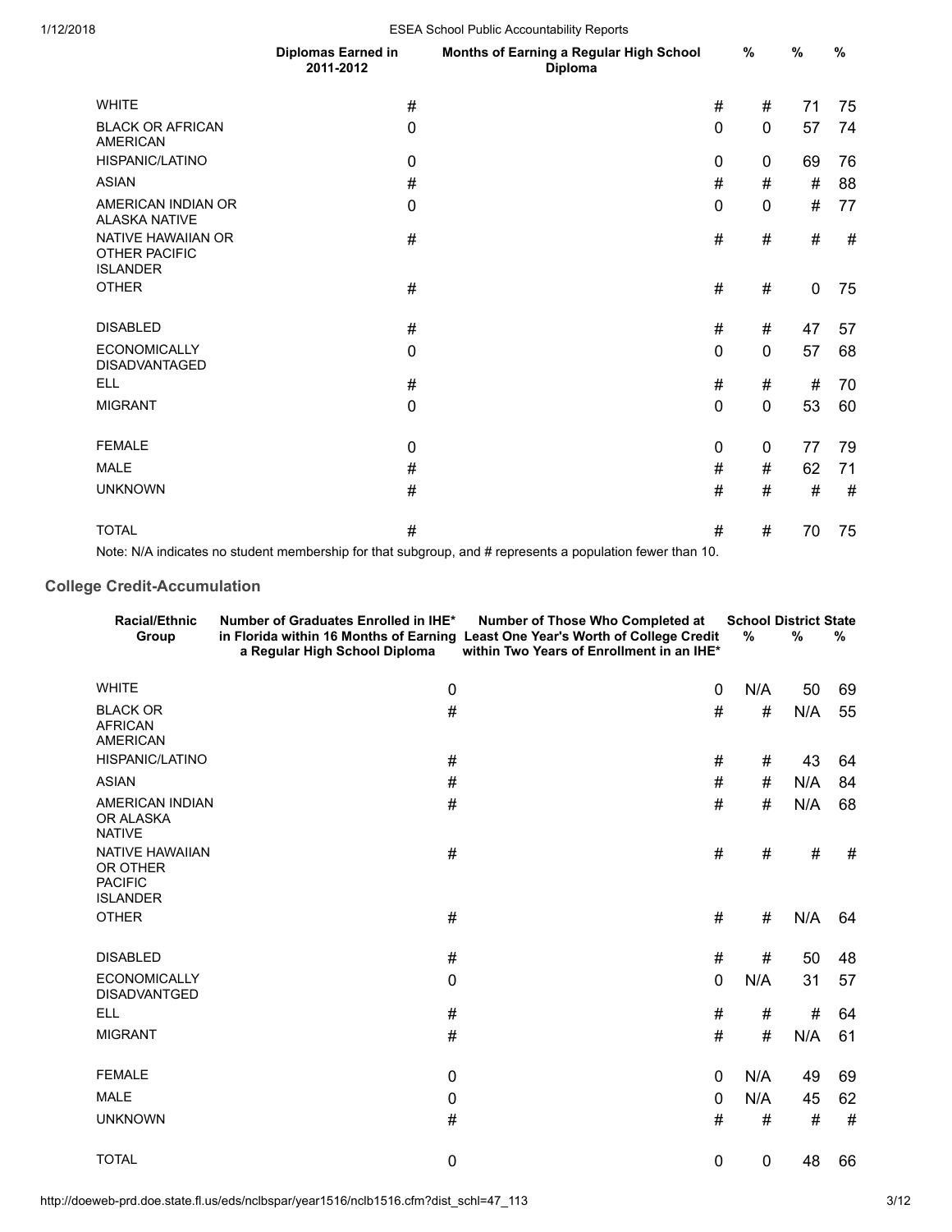| | Diplomas Earned in 2011-2012 | Months of Earning a Regular High School Diploma | % | % | % |
|---|---|---|---|---|---|
| WHITE | # | # | # | 71 | 75 |
| BLACK OR AFRICAN AMERICAN | 0 | 0 | 0 | 57 | 74 |
| HISPANIC/LATINO | 0 | 0 | 0 | 69 | 76 |
| ASIAN | # | # | # | # | 88 |
| AMERICAN INDIAN OR ALASKA NATIVE | 0 | 0 | 0 | # | 77 |
| NATIVE HAWAIIAN OR OTHER PACIFIC ISLANDER | # | # | # | # | # |
| OTHER | # | # | # | 0 | 75 |
| DISABLED | # | # | # | 47 | 57 |
| ECONOMICALLY DISADVANTAGED | 0 | 0 | 0 | 57 | 68 |
| ELL | # | # | # | # | 70 |
| MIGRANT | 0 | 0 | 0 | 53 | 60 |
| FEMALE | 0 | 0 | 0 | 77 | 79 |
| MALE | # | # | # | 62 | 71 |
| UNKNOWN | # | # | # | # | # |
| TOTAL | # | # | # | 70 | 75 |

Note: N/A indicates no student membership for that subgroup, and # represents a population fewer than 10.

## College Credit-Accumulation

| Racial/Ethnic Group | Number of Graduates Enrolled in IHE* in Florida within 16 Months of Earning a Regular High School Diploma | Number of Those Who Completed at Least One Year's Worth of College Credit within Two Years of Enrollment in an IHE* | School % | District % | State % |
|---|---|---|---|---|---|
| WHITE | 0 | 0 | N/A | 50 | 69 |
| BLACK OR AFRICAN AMERICAN | # | # | # | N/A | 55 |
| HISPANIC/LATINO | # | # | # | 43 | 64 |
| ASIAN | # | # | # | N/A | 84 |
| AMERICAN INDIAN OR ALASKA NATIVE | # | # | # | N/A | 68 |
| NATIVE HAWAIIAN OR OTHER PACIFIC ISLANDER | # | # | # | # | # |
| OTHER | # | # | # | N/A | 64 |
| DISABLED | # | # | # | 50 | 48 |
| ECONOMICALLY DISADVANTGED | 0 | 0 | N/A | 31 | 57 |
| ELL | # | # | # | # | 64 |
| MIGRANT | # | # | # | N/A | 61 |
| FEMALE | 0 | 0 | N/A | 49 | 69 |
| MALE | 0 | 0 | N/A | 45 | 62 |
| UNKNOWN | # | # | # | # | # |
| TOTAL | 0 | 0 | 0 | 48 | 66 |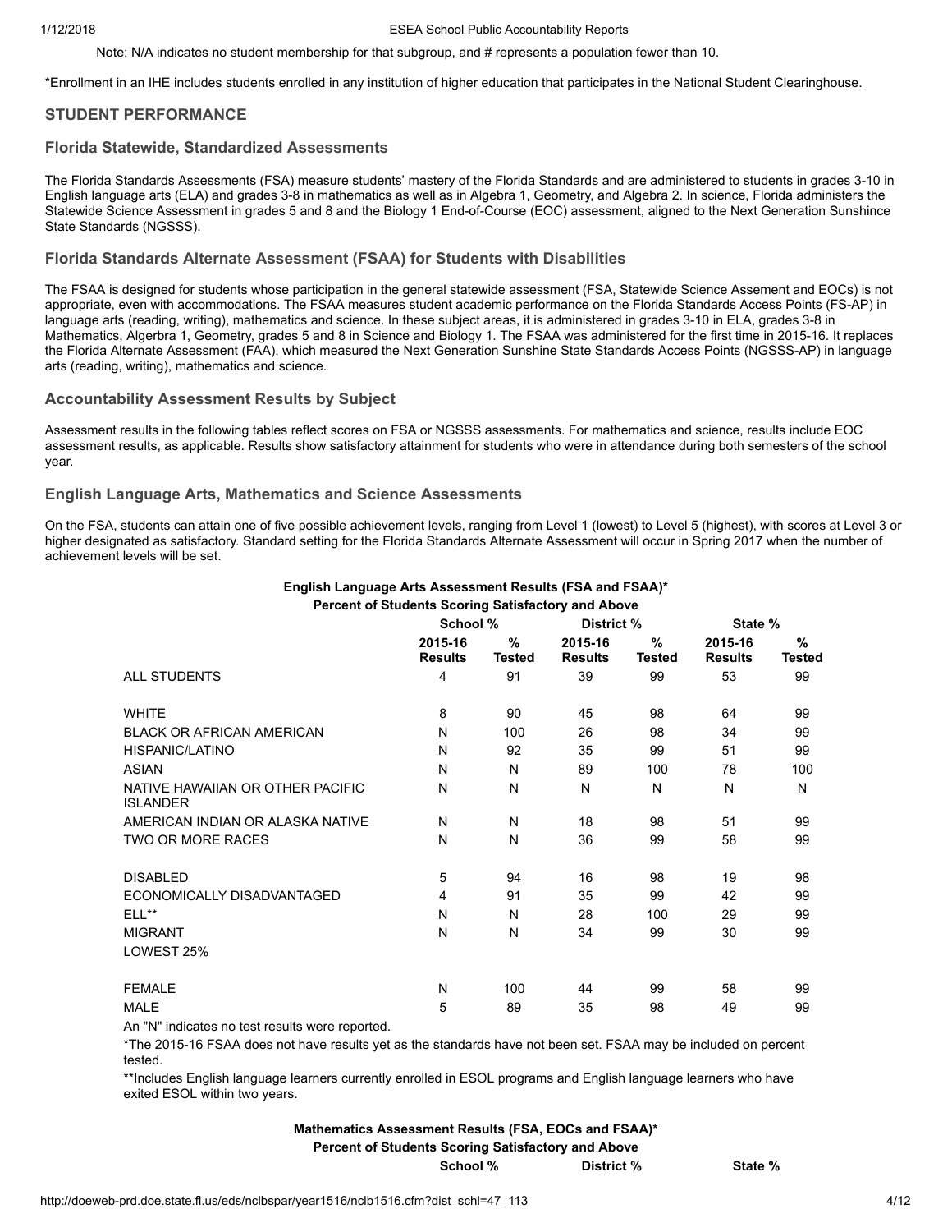Note: N/A indicates no student membership for that subgroup, and # represents a population fewer than 10.

*Enrollment in an IHE includes students enrolled in any institution of higher education that participates in the National Student Clearinghouse.

## STUDENT PERFORMANCE

### Florida Statewide, Standardized Assessments

The Florida Standards Assessments (FSA) measure students' mastery of the Florida Standards and are administered to students in grades 3-10 in English language arts (ELA) and grades 3-8 in mathematics as well as in Algebra 1, Geometry, and Algebra 2. In science, Florida administers the Statewide Science Assessment in grades 5 and 8 and the Biology 1 End-of-Course (EOC) assessment, aligned to the Next Generation Sunshince State Standards (NGSSS).

### Florida Standards Alternate Assessment (FSAA) for Students with Disabilities

The FSAA is designed for students whose participation in the general statewide assessment (FSA, Statewide Science Assement and EOCs) is not appropriate, even with accommodations. The FSAA measures student academic performance on the Florida Standards Access Points (FS-AP) in language arts (reading, writing), mathematics and science. In these subject areas, it is administered in grades 3-10 in ELA, grades 3-8 in Mathematics, Algerbra 1, Geometry, grades 5 and 8 in Science and Biology 1. The FSAA was administered for the first time in 2015-16. It replaces the Florida Alternate Assessment (FAA), which measured the Next Generation Sunshine State Standards Access Points (NGSSS-AP) in language arts (reading, writing), mathematics and science.

### Accountability Assessment Results by Subject

Assessment results in the following tables reflect scores on FSA or NGSSS assessments. For mathematics and science, results include EOC assessment results, as applicable. Results show satisfactory attainment for students who were in attendance during both semesters of the school year.

### English Language Arts, Mathematics and Science Assessments

On the FSA, students can attain one of five possible achievement levels, ranging from Level 1 (lowest) to Level 5 (highest), with scores at Level 3 or higher designated as satisfactory. Standard setting for the Florida Standards Alternate Assessment will occur in Spring 2017 when the number of achievement levels will be set.

**English Language Arts Assessment Results (FSA and FSAA)***
**Percent of Students Scoring Satisfactory and Above**

| | School % | | District % | | State % | |
|---|---|---|---|---|---|---|
| | 2015-16 Results | % Tested | 2015-16 Results | % Tested | 2015-16 Results | % Tested |
| ALL STUDENTS | 4 | 91 | 39 | 99 | 53 | 99 |
| WHITE | 8 | 90 | 45 | 98 | 64 | 99 |
| BLACK OR AFRICAN AMERICAN | N | 100 | 26 | 98 | 34 | 99 |
| HISPANIC/LATINO | N | 92 | 35 | 99 | 51 | 99 |
| ASIAN | N | N | 89 | 100 | 78 | 100 |
| NATIVE HAWAIIAN OR OTHER PACIFIC ISLANDER | N | N | N | N | N | N |
| AMERICAN INDIAN OR ALASKA NATIVE | N | N | 18 | 98 | 51 | 99 |
| TWO OR MORE RACES | N | N | 36 | 99 | 58 | 99 |
| DISABLED | 5 | 94 | 16 | 98 | 19 | 98 |
| ECONOMICALLY DISADVANTAGED | 4 | 91 | 35 | 99 | 42 | 99 |
| ELL** | N | N | 28 | 100 | 29 | 99 |
| MIGRANT | N | N | 34 | 99 | 30 | 99 |
| LOWEST 25% | | | | | | |
| FEMALE | N | 100 | 44 | 99 | 58 | 99 |
| MALE | 5 | 89 | 35 | 98 | 49 | 99 |

An "N" indicates no test results were reported.

*The 2015-16 FSAA does not have results yet as the standards have not been set. FSAA may be included on percent tested.

**Includes English language learners currently enrolled in ESOL programs and English language learners who have exited ESOL within two years.

**Mathematics Assessment Results (FSA, EOCs and FSAA)***
**Percent of Students Scoring Satisfactory and Above**

| | School % | District % | State % |
|---|---|---|---|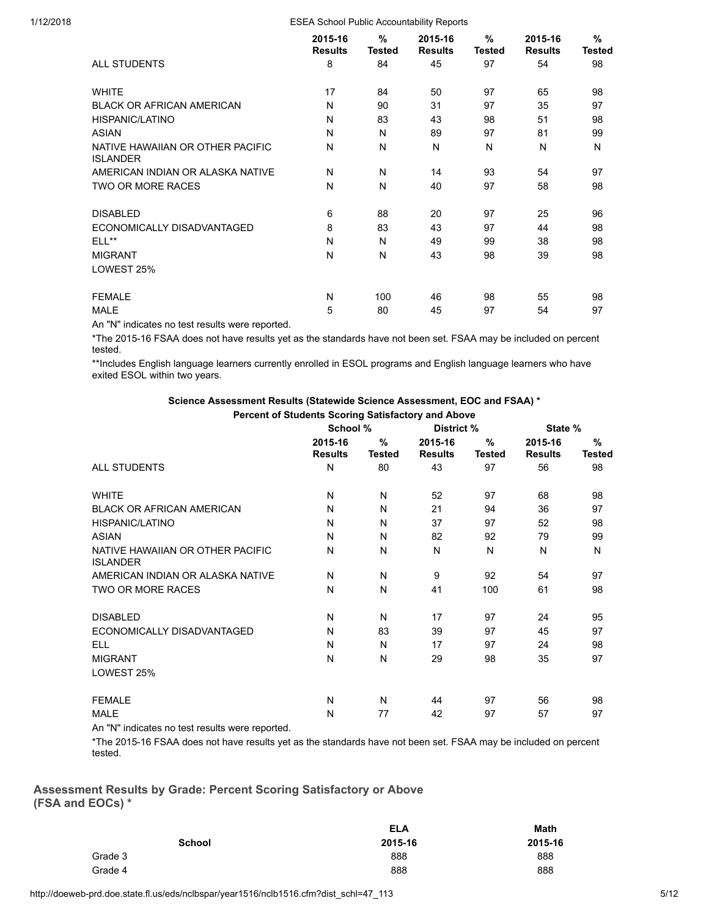| | 2015-16 Results | % Tested | 2015-16 Results | % Tested | 2015-16 Results | % Tested |
|---|---|---|---|---|---|---|
| ALL STUDENTS | 8 | 84 | 45 | 97 | 54 | 98 |
| WHITE | 17 | 84 | 50 | 97 | 65 | 98 |
| BLACK OR AFRICAN AMERICAN | N | 90 | 31 | 97 | 35 | 97 |
| HISPANIC/LATINO | N | 83 | 43 | 98 | 51 | 98 |
| ASIAN | N | N | 89 | 97 | 81 | 99 |
| NATIVE HAWAIIAN OR OTHER PACIFIC ISLANDER | N | N | N | N | N | N |
| AMERICAN INDIAN OR ALASKA NATIVE | N | N | 14 | 93 | 54 | 97 |
| TWO OR MORE RACES | N | N | 40 | 97 | 58 | 98 |
| DISABLED | 6 | 88 | 20 | 97 | 25 | 96 |
| ECONOMICALLY DISADVANTAGED | 8 | 83 | 43 | 97 | 44 | 98 |
| ELL** | N | N | 49 | 99 | 38 | 98 |
| MIGRANT | N | N | 43 | 98 | 39 | 98 |
| LOWEST 25% | | | | | | |
| FEMALE | N | 100 | 46 | 98 | 55 | 98 |
| MALE | 5 | 80 | 45 | 97 | 54 | 97 |

An "N" indicates no test results were reported.

*The 2015-16 FSAA does not have results yet as the standards have not been set. FSAA may be included on percent tested.

**Includes English language learners currently enrolled in ESOL programs and English language learners who have exited ESOL within two years.

**Science Assessment Results (Statewide Science Assessment, EOC and FSAA) ***
**Percent of Students Scoring Satisfactory and Above**

| | School % | | District % | | State % | |
|---|---|---|---|---|---|---|
| | 2015-16 Results | % Tested | 2015-16 Results | % Tested | 2015-16 Results | % Tested |
| ALL STUDENTS | N | 80 | 43 | 97 | 56 | 98 |
| WHITE | N | N | 52 | 97 | 68 | 98 |
| BLACK OR AFRICAN AMERICAN | N | N | 21 | 94 | 36 | 97 |
| HISPANIC/LATINO | N | N | 37 | 97 | 52 | 98 |
| ASIAN | N | N | 82 | 92 | 79 | 99 |
| NATIVE HAWAIIAN OR OTHER PACIFIC ISLANDER | N | N | N | N | N | N |
| AMERICAN INDIAN OR ALASKA NATIVE | N | N | 9 | 92 | 54 | 97 |
| TWO OR MORE RACES | N | N | 41 | 100 | 61 | 98 |
| DISABLED | N | N | 17 | 97 | 24 | 95 |
| ECONOMICALLY DISADVANTAGED | N | 83 | 39 | 97 | 45 | 97 |
| ELL | N | N | 17 | 97 | 24 | 98 |
| MIGRANT | N | N | 29 | 98 | 35 | 97 |
| LOWEST 25% | | | | | | |
| FEMALE | N | N | 44 | 97 | 56 | 98 |
| MALE | N | 77 | 42 | 97 | 57 | 97 |

An "N" indicates no test results were reported.

*The 2015-16 FSAA does not have results yet as the standards have not been set. FSAA may be included on percent tested.

## Assessment Results by Grade: Percent Scoring Satisfactory or Above (FSA and EOCs) *

| | ELA | Math |
|---|---|---|
| **School** | **2015-16** | **2015-16** |
| Grade 3 | 888 | 888 |
| Grade 4 | 888 | 888 |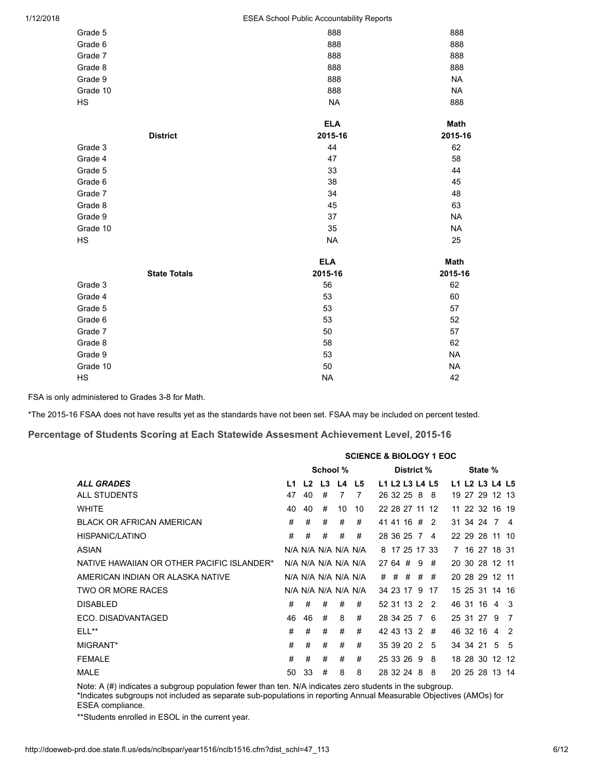| | | |
|---|---|---|
| Grade 5 | 888 | 888 |
| Grade 6 | 888 | 888 |
| Grade 7 | 888 | 888 |
| Grade 8 | 888 | 888 |
| Grade 9 | 888 | NA |
| Grade 10 | 888 | NA |
| HS | NA | 888 |

| District | ELA 2015-16 | Math 2015-16 |
|---|---|---|
| Grade 3 | 44 | 62 |
| Grade 4 | 47 | 58 |
| Grade 5 | 33 | 44 |
| Grade 6 | 38 | 45 |
| Grade 7 | 34 | 48 |
| Grade 8 | 45 | 63 |
| Grade 9 | 37 | NA |
| Grade 10 | 35 | NA |
| HS | NA | 25 |

| State Totals | ELA 2015-16 | Math 2015-16 |
|---|---|---|
| Grade 3 | 56 | 62 |
| Grade 4 | 53 | 60 |
| Grade 5 | 53 | 57 |
| Grade 6 | 53 | 52 |
| Grade 7 | 50 | 57 |
| Grade 8 | 58 | 62 |
| Grade 9 | 53 | NA |
| Grade 10 | 50 | NA |
| HS | NA | 42 |

FSA is only administered to Grades 3-8 for Math.

*The 2015-16 FSAA does not have results yet as the standards have not been set. FSAA may be included on percent tested.

### Percentage of Students Scoring at Each Statewide Assesment Achievement Level, 2015-16

| | SCIENCE & BIOLOGY 1 EOC | | | | | | | | | | | | | | |
|---|---|---|---|---|---|---|---|---|---|---|---|---|---|---|---|
| | School % | | | | | District % | | | | | State % | | | | |
| ***ALL GRADES*** | **L1** | **L2** | **L3** | **L4** | **L5** | **L1** | **L2** | **L3** | **L4** | **L5** | **L1** | **L2** | **L3** | **L4** | **L5** |
| ALL STUDENTS | 47 | 40 | # | 7 | 7 | 26 | 32 | 25 | 8 | 8 | 19 | 27 | 29 | 12 | 13 |
| WHITE | 40 | 40 | # | 10 | 10 | 22 | 28 | 27 | 11 | 12 | 11 | 22 | 32 | 16 | 19 |
| BLACK OR AFRICAN AMERICAN | # | # | # | # | # | 41 | 41 | 16 | # | 2 | 31 | 34 | 24 | 7 | 4 |
| HISPANIC/LATINO | # | # | # | # | # | 28 | 36 | 25 | 7 | 4 | 22 | 29 | 28 | 11 | 10 |
| ASIAN | N/A | N/A | N/A | N/A | N/A | 8 | 17 | 25 | 17 | 33 | 7 | 16 | 27 | 18 | 31 |
| NATIVE HAWAIIAN OR OTHER PACIFIC ISLANDER* | N/A | N/A | N/A | N/A | N/A | 27 | 64 | # | 9 | # | 20 | 30 | 28 | 12 | 11 |
| AMERICAN INDIAN OR ALASKA NATIVE | N/A | N/A | N/A | N/A | N/A | # | # | # | # | # | 20 | 28 | 29 | 12 | 11 |
| TWO OR MORE RACES | N/A | N/A | N/A | N/A | N/A | 34 | 23 | 17 | 9 | 17 | 15 | 25 | 31 | 14 | 16 |
| DISABLED | # | # | # | # | # | 52 | 31 | 13 | 2 | 2 | 46 | 31 | 16 | 4 | 3 |
| ECO. DISADVANTAGED | 46 | 46 | # | 8 | # | 28 | 34 | 25 | 7 | 6 | 25 | 31 | 27 | 9 | 7 |
| ELL** | # | # | # | # | # | 42 | 43 | 13 | 2 | # | 46 | 32 | 16 | 4 | 2 |
| MIGRANT* | # | # | # | # | # | 35 | 39 | 20 | 2 | 5 | 34 | 34 | 21 | 5 | 5 |
| FEMALE | # | # | # | # | # | 25 | 33 | 26 | 9 | 8 | 18 | 28 | 30 | 12 | 12 |
| MALE | 50 | 33 | # | 8 | 8 | 28 | 32 | 24 | 8 | 8 | 20 | 25 | 28 | 13 | 14 |

Note: A (#) indicates a subgroup population fewer than ten. N/A indicates zero students in the subgroup.
*Indicates subgroups not included as separate sub-populations in reporting Annual Measurable Objectives (AMOs) for ESEA compliance.

**Students enrolled in ESOL in the current year.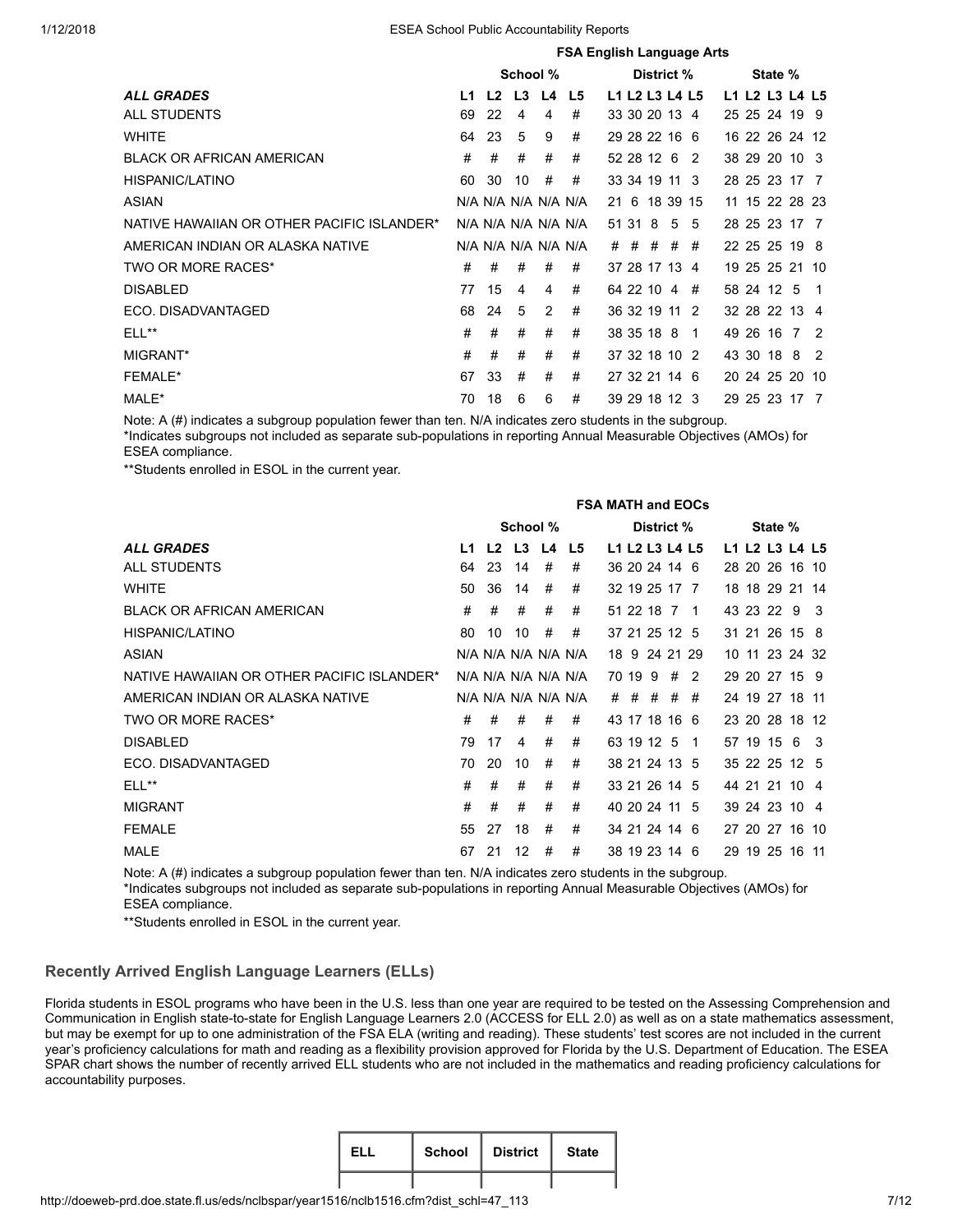| | FSA English Language Arts | | | | | | | | | | | | | | |
|---|---|---|---|---|---|---|---|---|---|---|---|---|---|---|---|
| | School % | | | | | District % | | | | | State % | | | | |
| ***ALL GRADES*** | L1 | L2 | L3 | L4 | L5 | L1 | L2 | L3 | L4 | L5 | L1 | L2 | L3 | L4 | L5 |
| ALL STUDENTS | 69 | 22 | 4 | 4 | # | 33 | 30 | 20 | 13 | 4 | 25 | 25 | 24 | 19 | 9 |
| WHITE | 64 | 23 | 5 | 9 | # | 29 | 28 | 22 | 16 | 6 | 16 | 22 | 26 | 24 | 12 |
| BLACK OR AFRICAN AMERICAN | # | # | # | # | # | 52 | 28 | 12 | 6 | 2 | 38 | 29 | 20 | 10 | 3 |
| HISPANIC/LATINO | 60 | 30 | 10 | # | # | 33 | 34 | 19 | 11 | 3 | 28 | 25 | 23 | 17 | 7 |
| ASIAN | N/A | N/A | N/A | N/A | N/A | 21 | 6 | 18 | 39 | 15 | 11 | 15 | 22 | 28 | 23 |
| NATIVE HAWAIIAN OR OTHER PACIFIC ISLANDER* | N/A | N/A | N/A | N/A | N/A | 51 | 31 | 8 | 5 | 5 | 28 | 25 | 23 | 17 | 7 |
| AMERICAN INDIAN OR ALASKA NATIVE | N/A | N/A | N/A | N/A | N/A | # | # | # | # | # | 22 | 25 | 25 | 19 | 8 |
| TWO OR MORE RACES* | # | # | # | # | # | 37 | 28 | 17 | 13 | 4 | 19 | 25 | 25 | 21 | 10 |
| DISABLED | 77 | 15 | 4 | 4 | # | 64 | 22 | 10 | 4 | # | 58 | 24 | 12 | 5 | 1 |
| ECO. DISADVANTAGED | 68 | 24 | 5 | 2 | # | 36 | 32 | 19 | 11 | 2 | 32 | 28 | 22 | 13 | 4 |
| ELL** | # | # | # | # | # | 38 | 35 | 18 | 8 | 1 | 49 | 26 | 16 | 7 | 2 |
| MIGRANT* | # | # | # | # | # | 37 | 32 | 18 | 10 | 2 | 43 | 30 | 18 | 8 | 2 |
| FEMALE* | 67 | 33 | # | # | # | 27 | 32 | 21 | 14 | 6 | 20 | 24 | 25 | 20 | 10 |
| MALE* | 70 | 18 | 6 | 6 | # | 39 | 29 | 18 | 12 | 3 | 29 | 25 | 23 | 17 | 7 |

Note: A (#) indicates a subgroup population fewer than ten. N/A indicates zero students in the subgroup.
*Indicates subgroups not included as separate sub-populations in reporting Annual Measurable Objectives (AMOs) for ESEA compliance.
**Students enrolled in ESOL in the current year.

| | FSA MATH and EOCs | | | | | | | | | | | | | | |
|---|---|---|---|---|---|---|---|---|---|---|---|---|---|---|---|
| | School % | | | | | District % | | | | | State % | | | | |
| ***ALL GRADES*** | L1 | L2 | L3 | L4 | L5 | L1 | L2 | L3 | L4 | L5 | L1 | L2 | L3 | L4 | L5 |
| ALL STUDENTS | 64 | 23 | 14 | # | # | 36 | 20 | 24 | 14 | 6 | 28 | 20 | 26 | 16 | 10 |
| WHITE | 50 | 36 | 14 | # | # | 32 | 19 | 25 | 17 | 7 | 18 | 18 | 29 | 21 | 14 |
| BLACK OR AFRICAN AMERICAN | # | # | # | # | # | 51 | 22 | 18 | 7 | 1 | 43 | 23 | 22 | 9 | 3 |
| HISPANIC/LATINO | 80 | 10 | 10 | # | # | 37 | 21 | 25 | 12 | 5 | 31 | 21 | 26 | 15 | 8 |
| ASIAN | N/A | N/A | N/A | N/A | N/A | 18 | 9 | 24 | 21 | 29 | 10 | 11 | 23 | 24 | 32 |
| NATIVE HAWAIIAN OR OTHER PACIFIC ISLANDER* | N/A | N/A | N/A | N/A | N/A | 70 | 19 | 9 | # | 2 | 29 | 20 | 27 | 15 | 9 |
| AMERICAN INDIAN OR ALASKA NATIVE | N/A | N/A | N/A | N/A | N/A | # | # | # | # | # | 24 | 19 | 27 | 18 | 11 |
| TWO OR MORE RACES* | # | # | # | # | # | 43 | 17 | 18 | 16 | 6 | 23 | 20 | 28 | 18 | 12 |
| DISABLED | 79 | 17 | 4 | # | # | 63 | 19 | 12 | 5 | 1 | 57 | 19 | 15 | 6 | 3 |
| ECO. DISADVANTAGED | 70 | 20 | 10 | # | # | 38 | 21 | 24 | 13 | 5 | 35 | 22 | 25 | 12 | 5 |
| ELL** | # | # | # | # | # | 33 | 21 | 26 | 14 | 5 | 44 | 21 | 21 | 10 | 4 |
| MIGRANT | # | # | # | # | # | 40 | 20 | 24 | 11 | 5 | 39 | 24 | 23 | 10 | 4 |
| FEMALE | 55 | 27 | 18 | # | # | 34 | 21 | 24 | 14 | 6 | 27 | 20 | 27 | 16 | 10 |
| MALE | 67 | 21 | 12 | # | # | 38 | 19 | 23 | 14 | 6 | 29 | 19 | 25 | 16 | 11 |

Note: A (#) indicates a subgroup population fewer than ten. N/A indicates zero students in the subgroup.
*Indicates subgroups not included as separate sub-populations in reporting Annual Measurable Objectives (AMOs) for ESEA compliance.
**Students enrolled in ESOL in the current year.

## Recently Arrived English Language Learners (ELLs)

Florida students in ESOL programs who have been in the U.S. less than one year are required to be tested on the Assessing Comprehension and Communication in English state-to-state for English Language Learners 2.0 (ACCESS for ELL 2.0) as well as on a state mathematics assessment, but may be exempt for up to one administration of the FSA ELA (writing and reading). These students' test scores are not included in the current year's proficiency calculations for math and reading as a flexibility provision approved for Florida by the U.S. Department of Education. The ESEA SPAR chart shows the number of recently arrived ELL students who are not included in the mathematics and reading proficiency calculations for accountability purposes.

| ELL | School | District | State |
|---|---|---|---|
| | | | |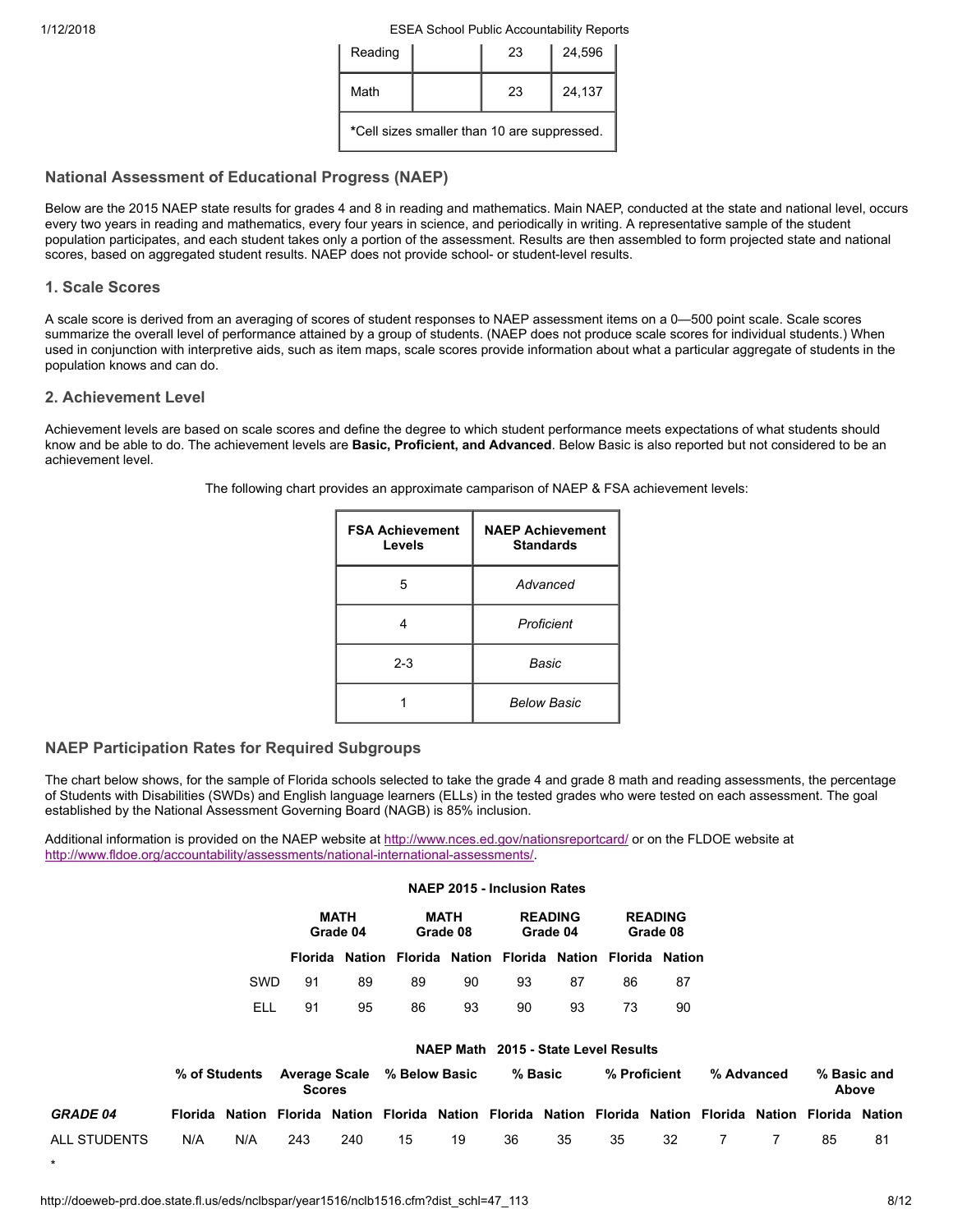| Reading | | 23 | 24,596 |
|---|---|---|---|
| Math | | 23 | 24,137 |
| *Cell sizes smaller than 10 are suppressed. | | | |

## National Assessment of Educational Progress (NAEP)

Below are the 2015 NAEP state results for grades 4 and 8 in reading and mathematics. Main NAEP, conducted at the state and national level, occurs every two years in reading and mathematics, every four years in science, and periodically in writing. A representative sample of the student population participates, and each student takes only a portion of the assessment. Results are then assembled to form projected state and national scores, based on aggregated student results. NAEP does not provide school- or student-level results.

### 1. Scale Scores

A scale score is derived from an averaging of scores of student responses to NAEP assessment items on a 0—500 point scale. Scale scores summarize the overall level of performance attained by a group of students. (NAEP does not produce scale scores for individual students.) When used in conjunction with interpretive aids, such as item maps, scale scores provide information about what a particular aggregate of students in the population knows and can do.

### 2. Achievement Level

Achievement levels are based on scale scores and define the degree to which student performance meets expectations of what students should know and be able to do. The achievement levels are **Basic, Proficient, and Advanced**. Below Basic is also reported but not considered to be an achievement level.

The following chart provides an approximate camparison of NAEP & FSA achievement levels:

| FSA Achievement Levels | NAEP Achievement Standards |
|---|---|
| 5 | *Advanced* |
| 4 | *Proficient* |
| 2-3 | *Basic* |
| 1 | *Below Basic* |

## NAEP Participation Rates for Required Subgroups

The chart below shows, for the sample of Florida schools selected to take the grade 4 and grade 8 math and reading assessments, the percentage of Students with Disabilities (SWDs) and English language learners (ELLs) in the tested grades who were tested on each assessment. The goal established by the National Assessment Governing Board (NAGB) is 85% inclusion.

Additional information is provided on the NAEP website at http://www.nces.ed.gov/nationsreportcard/ or on the FLDOE website at http://www.fldoe.org/accountability/assessments/national-international-assessments/.

**NAEP 2015 - Inclusion Rates**

| | MATH Grade 04 | | MATH Grade 08 | | READING Grade 04 | | READING Grade 08 | |
|---|---|---|---|---|---|---|---|---|
| | Florida | Nation | Florida | Nation | Florida | Nation | Florida | Nation |
| SWD | 91 | 89 | 89 | 90 | 93 | 87 | 86 | 87 |
| ELL | 91 | 95 | 86 | 93 | 90 | 93 | 73 | 90 |

**NAEP Math 2015 - State Level Results**

| | % of Students | | Average Scale Scores | | % Below Basic | | % Basic | | % Proficient | | % Advanced | | % Basic and Above | |
|---|---|---|---|---|---|---|---|---|---|---|---|---|---|---|
| *GRADE 04* | Florida | Nation | Florida | Nation | Florida | Nation | Florida | Nation | Florida | Nation | Florida | Nation | Florida | Nation |
| ALL STUDENTS | N/A | N/A | 243 | 240 | 15 | 19 | 36 | 35 | 35 | 32 | 7 | 7 | 85 | 81 |

*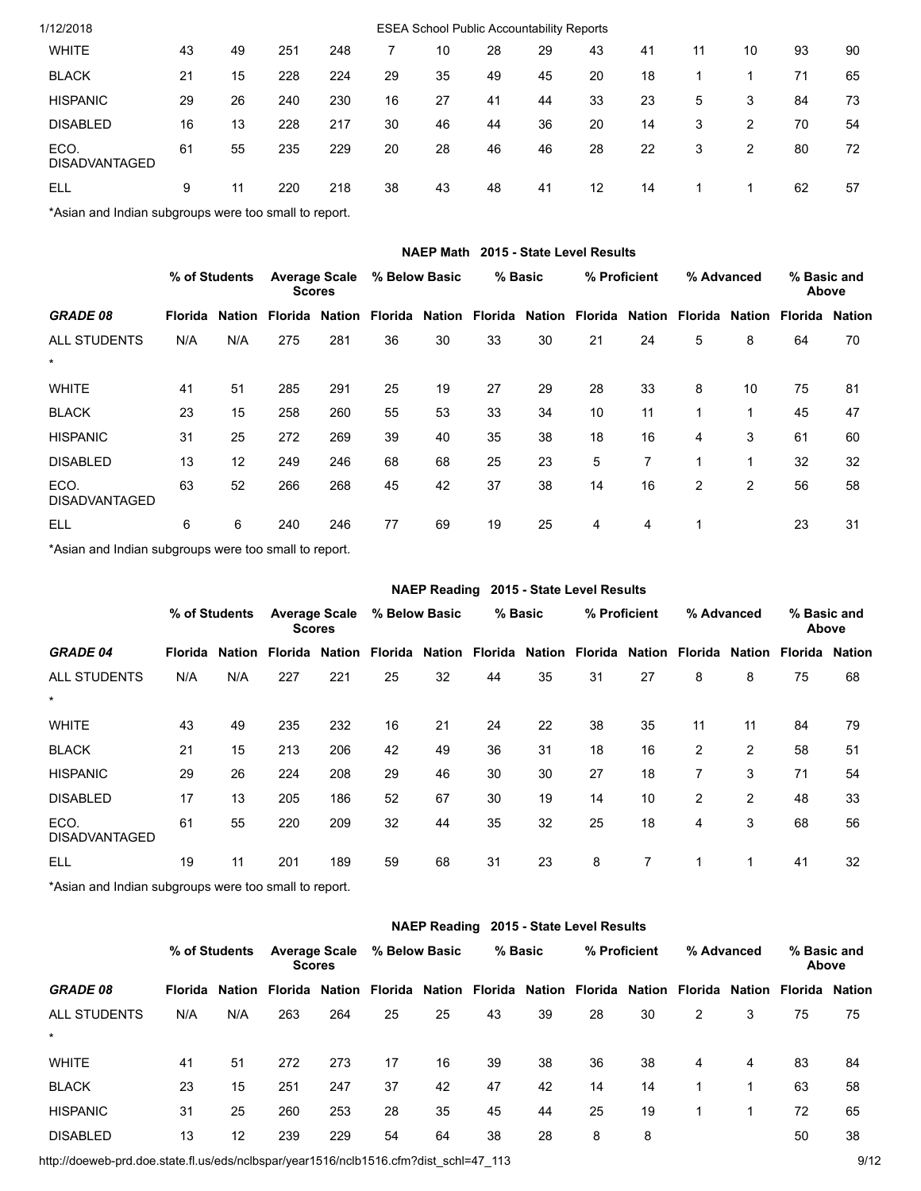| WHITE | 43 | 49 | 251 | 248 | 7 | 10 | 28 | 29 | 43 | 41 | 11 | 10 | 93 | 90 |
|---|---|---|---|---|---|---|---|---|---|---|---|---|---|---|
| BLACK | 21 | 15 | 228 | 224 | 29 | 35 | 49 | 45 | 20 | 18 | 1 | 1 | 71 | 65 |
| HISPANIC | 29 | 26 | 240 | 230 | 16 | 27 | 41 | 44 | 33 | 23 | 5 | 3 | 84 | 73 |
| DISABLED | 16 | 13 | 228 | 217 | 30 | 46 | 44 | 36 | 20 | 14 | 3 | 2 | 70 | 54 |
| ECO. DISADVANTAGED | 61 | 55 | 235 | 229 | 20 | 28 | 46 | 46 | 28 | 22 | 3 | 2 | 80 | 72 |
| ELL | 9 | 11 | 220 | 218 | 38 | 43 | 48 | 41 | 12 | 14 | 1 | 1 | 62 | 57 |

*Asian and Indian subgroups were too small to report.

**NAEP Math 2015 - State Level Results**

| | % of Students | | Average Scale Scores | | % Below Basic | | % Basic | | % Proficient | | % Advanced | | % Basic and Above | |
|---|---|---|---|---|---|---|---|---|---|---|---|---|---|---|
| ***GRADE 08*** | **Florida** | **Nation** | **Florida** | **Nation** | **Florida** | **Nation** | **Florida** | **Nation** | **Florida** | **Nation** | **Florida** | **Nation** | **Florida** | **Nation** |
| ALL STUDENTS * | N/A | N/A | 275 | 281 | 36 | 30 | 33 | 30 | 21 | 24 | 5 | 8 | 64 | 70 |
| WHITE | 41 | 51 | 285 | 291 | 25 | 19 | 27 | 29 | 28 | 33 | 8 | 10 | 75 | 81 |
| BLACK | 23 | 15 | 258 | 260 | 55 | 53 | 33 | 34 | 10 | 11 | 1 | 1 | 45 | 47 |
| HISPANIC | 31 | 25 | 272 | 269 | 39 | 40 | 35 | 38 | 18 | 16 | 4 | 3 | 61 | 60 |
| DISABLED | 13 | 12 | 249 | 246 | 68 | 68 | 25 | 23 | 5 | 7 | 1 | 1 | 32 | 32 |
| ECO. DISADVANTAGED | 63 | 52 | 266 | 268 | 45 | 42 | 37 | 38 | 14 | 16 | 2 | 2 | 56 | 58 |
| ELL | 6 | 6 | 240 | 246 | 77 | 69 | 19 | 25 | 4 | 4 | 1 | | 23 | 31 |

*Asian and Indian subgroups were too small to report.

**NAEP Reading 2015 - State Level Results**

| | % of Students | | Average Scale Scores | | % Below Basic | | % Basic | | % Proficient | | % Advanced | | % Basic and Above | |
|---|---|---|---|---|---|---|---|---|---|---|---|---|---|---|
| ***GRADE 04*** | **Florida** | **Nation** | **Florida** | **Nation** | **Florida** | **Nation** | **Florida** | **Nation** | **Florida** | **Nation** | **Florida** | **Nation** | **Florida** | **Nation** |
| ALL STUDENTS * | N/A | N/A | 227 | 221 | 25 | 32 | 44 | 35 | 31 | 27 | 8 | 8 | 75 | 68 |
| WHITE | 43 | 49 | 235 | 232 | 16 | 21 | 24 | 22 | 38 | 35 | 11 | 11 | 84 | 79 |
| BLACK | 21 | 15 | 213 | 206 | 42 | 49 | 36 | 31 | 18 | 16 | 2 | 2 | 58 | 51 |
| HISPANIC | 29 | 26 | 224 | 208 | 29 | 46 | 30 | 30 | 27 | 18 | 7 | 3 | 71 | 54 |
| DISABLED | 17 | 13 | 205 | 186 | 52 | 67 | 30 | 19 | 14 | 10 | 2 | 2 | 48 | 33 |
| ECO. DISADVANTAGED | 61 | 55 | 220 | 209 | 32 | 44 | 35 | 32 | 25 | 18 | 4 | 3 | 68 | 56 |
| ELL | 19 | 11 | 201 | 189 | 59 | 68 | 31 | 23 | 8 | 7 | 1 | 1 | 41 | 32 |

*Asian and Indian subgroups were too small to report.

**NAEP Reading 2015 - State Level Results**

| | % of Students | | Average Scale Scores | | % Below Basic | | % Basic | | % Proficient | | % Advanced | | % Basic and Above | |
|---|---|---|---|---|---|---|---|---|---|---|---|---|---|---|
| ***GRADE 08*** | **Florida** | **Nation** | **Florida** | **Nation** | **Florida** | **Nation** | **Florida** | **Nation** | **Florida** | **Nation** | **Florida** | **Nation** | **Florida** | **Nation** |
| ALL STUDENTS * | N/A | N/A | 263 | 264 | 25 | 25 | 43 | 39 | 28 | 30 | 2 | 3 | 75 | 75 |
| WHITE | 41 | 51 | 272 | 273 | 17 | 16 | 39 | 38 | 36 | 38 | 4 | 4 | 83 | 84 |
| BLACK | 23 | 15 | 251 | 247 | 37 | 42 | 47 | 42 | 14 | 14 | 1 | 1 | 63 | 58 |
| HISPANIC | 31 | 25 | 260 | 253 | 28 | 35 | 45 | 44 | 25 | 19 | 1 | 1 | 72 | 65 |
| DISABLED | 13 | 12 | 239 | 229 | 54 | 64 | 38 | 28 | 8 | 8 | | | 50 | 38 |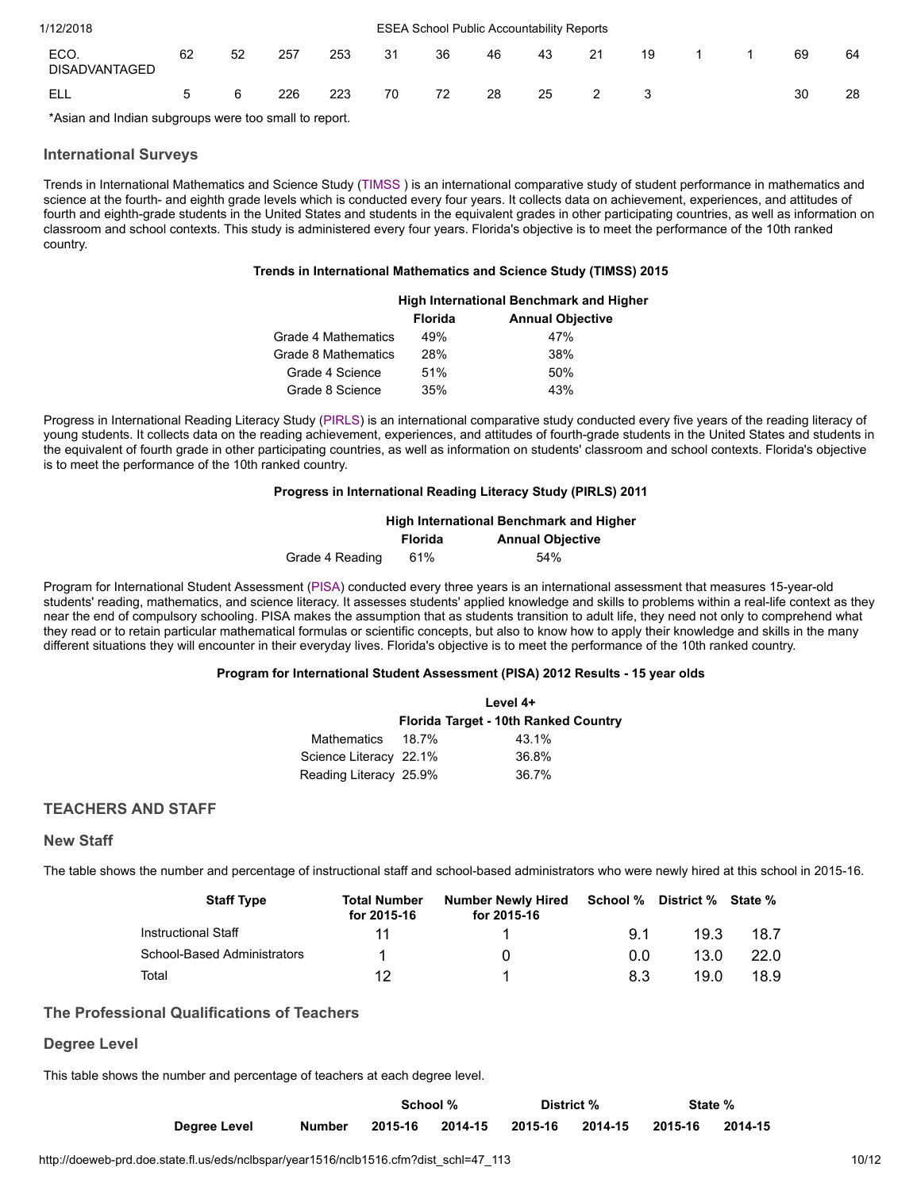| ECO. DISADVANTAGED | 62 | 52 | 257 | 253 | 31 | 36 | 46 | 43 | 21 | 19 | 1 | 1 | 69 | 64 |
|---|---|---|---|---|---|---|---|---|---|---|---|---|---|---|
| ELL | 5 | 6 | 226 | 223 | 70 | 72 | 28 | 25 | 2 | 3 | | | 30 | 28 |

*Asian and Indian subgroups were too small to report.

### International Surveys

Trends in International Mathematics and Science Study (TIMSS ) is an international comparative study of student performance in mathematics and science at the fourth- and eighth grade levels which is conducted every four years. It collects data on achievement, experiences, and attitudes of fourth and eighth-grade students in the United States and students in the equivalent grades in other participating countries, as well as information on classroom and school contexts. This study is administered every four years. Florida's objective is to meet the performance of the 10th ranked country.

**Trends in International Mathematics and Science Study (TIMSS) 2015**

| | High International Benchmark and Higher | |
|---|---|---|
| | **Florida** | **Annual Objective** |
| Grade 4 Mathematics | 49% | 47% |
| Grade 8 Mathematics | 28% | 38% |
| Grade 4 Science | 51% | 50% |
| Grade 8 Science | 35% | 43% |

Progress in International Reading Literacy Study (PIRLS) is an international comparative study conducted every five years of the reading literacy of young students. It collects data on the reading achievement, experiences, and attitudes of fourth-grade students in the United States and students in the equivalent of fourth grade in other participating countries, as well as information on students' classroom and school contexts. Florida's objective is to meet the performance of the 10th ranked country.

**Progress in International Reading Literacy Study (PIRLS) 2011**

| | High International Benchmark and Higher | |
|---|---|---|
| | **Florida** | **Annual Objective** |
| Grade 4 Reading | 61% | 54% |

Program for International Student Assessment (PISA) conducted every three years is an international assessment that measures 15-year-old students' reading, mathematics, and science literacy. It assesses students' applied knowledge and skills to problems within a real-life context as they near the end of compulsory schooling. PISA makes the assumption that as students transition to adult life, they need not only to comprehend what they read or to retain particular mathematical formulas or scientific concepts, but also to know how to apply their knowledge and skills in the many different situations they will encounter in their everyday lives. Florida's objective is to meet the performance of the 10th ranked country.

**Program for International Student Assessment (PISA) 2012 Results - 15 year olds**

| | Level 4+ | |
|---|---|---|
| | | **Florida Target - 10th Ranked Country** |
| Mathematics | 18.7% | 43.1% |
| Science Literacy | 22.1% | 36.8% |
| Reading Literacy | 25.9% | 36.7% |

## TEACHERS AND STAFF

### New Staff

The table shows the number and percentage of instructional staff and school-based administrators who were newly hired at this school in 2015-16.

| Staff Type | Total Number for 2015-16 | Number Newly Hired for 2015-16 | School % | District % | State % |
|---|---|---|---|---|---|
| Instructional Staff | 11 | 1 | 9.1 | 19.3 | 18.7 |
| School-Based Administrators | 1 | 0 | 0.0 | 13.0 | 22.0 |
| Total | 12 | 1 | 8.3 | 19.0 | 18.9 |

### The Professional Qualifications of Teachers

### Degree Level

This table shows the number and percentage of teachers at each degree level.

| | | School % | | District % | | State % | |
|---|---|---|---|---|---|---|---|
| **Degree Level** | **Number** | **2015-16** | **2014-15** | **2015-16** | **2014-15** | **2015-16** | **2014-15** |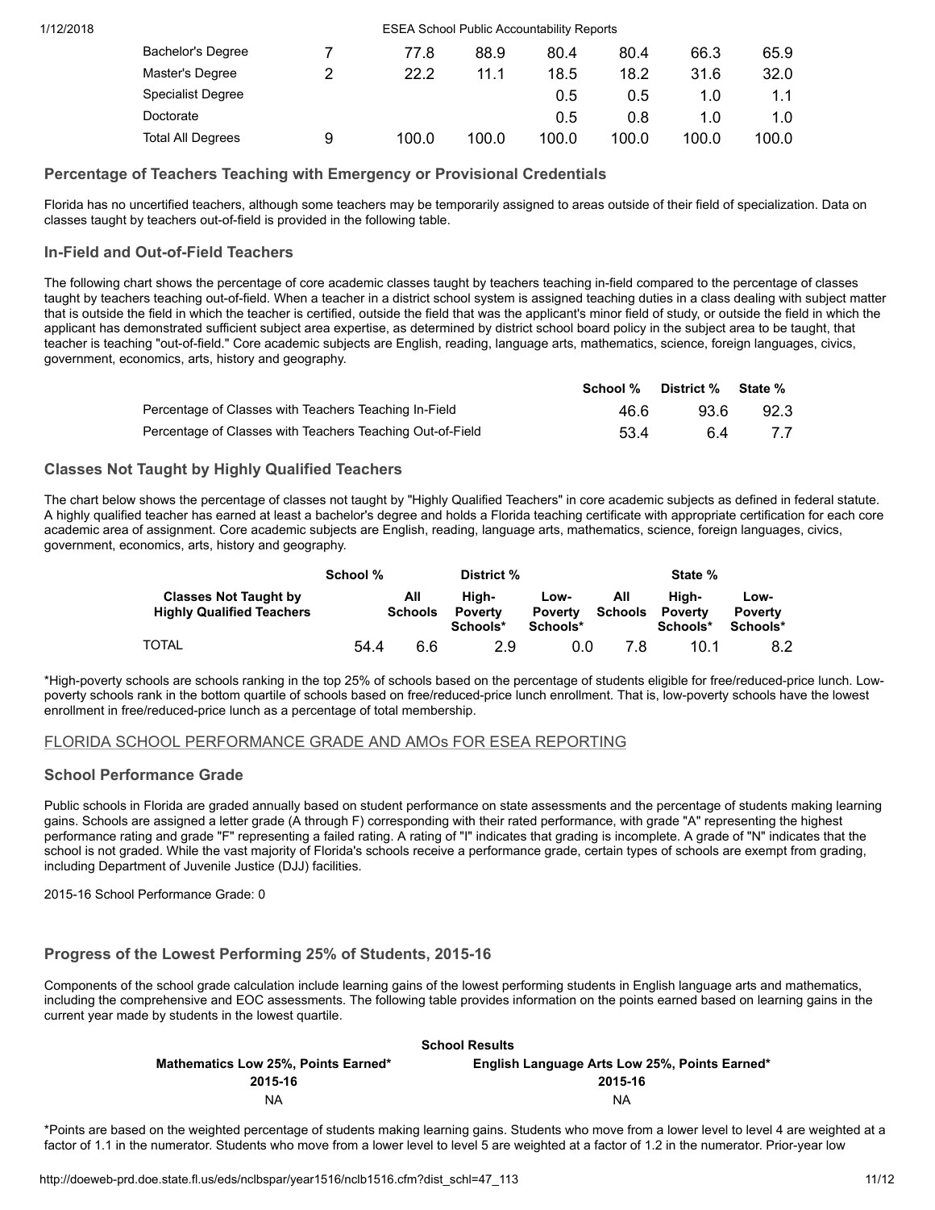| | | | | | | | |
|---|---|---|---|---|---|---|---|
| Bachelor's Degree | 7 | 77.8 | 88.9 | 80.4 | 80.4 | 66.3 | 65.9 |
| Master's Degree | 2 | 22.2 | 11.1 | 18.5 | 18.2 | 31.6 | 32.0 |
| Specialist Degree | | | | 0.5 | 0.5 | 1.0 | 1.1 |
| Doctorate | | | | 0.5 | 0.8 | 1.0 | 1.0 |
| Total All Degrees | 9 | 100.0 | 100.0 | 100.0 | 100.0 | 100.0 | 100.0 |

### Percentage of Teachers Teaching with Emergency or Provisional Credentials

Florida has no uncertified teachers, although some teachers may be temporarily assigned to areas outside of their field of specialization. Data on classes taught by teachers out-of-field is provided in the following table.

### In-Field and Out-of-Field Teachers

The following chart shows the percentage of core academic classes taught by teachers teaching in-field compared to the percentage of classes taught by teachers teaching out-of-field. When a teacher in a district school system is assigned teaching duties in a class dealing with subject matter that is outside the field in which the teacher is certified, outside the field that was the applicant's minor field of study, or outside the field in which the applicant has demonstrated sufficient subject area expertise, as determined by district school board policy in the subject area to be taught, that teacher is teaching "out-of-field." Core academic subjects are English, reading, language arts, mathematics, science, foreign languages, civics, government, economics, arts, history and geography.

| | School % | District % | State % |
|---|---|---|---|
| Percentage of Classes with Teachers Teaching In-Field | 46.6 | 93.6 | 92.3 |
| Percentage of Classes with Teachers Teaching Out-of-Field | 53.4 | 6.4 | 7.7 |

### Classes Not Taught by Highly Qualified Teachers

The chart below shows the percentage of classes not taught by "Highly Qualified Teachers" in core academic subjects as defined in federal statute. A highly qualified teacher has earned at least a bachelor's degree and holds a Florida teaching certificate with appropriate certification for each core academic area of assignment. Core academic subjects are English, reading, language arts, mathematics, science, foreign languages, civics, government, economics, arts, history and geography.

| | School % | District % | | | State % | | |
|---|---|---|---|---|---|---|---|
| **Classes Not Taught by Highly Qualified Teachers** | | **All Schools** | **High-Poverty Schools*** | **Low-Poverty Schools*** | **All Schools** | **High-Poverty Schools*** | **Low-Poverty Schools*** |
| TOTAL | 54.4 | 6.6 | 2.9 | 0.0 | 7.8 | 10.1 | 8.2 |

*High-poverty schools are schools ranking in the top 25% of schools based on the percentage of students eligible for free/reduced-price lunch. Low-poverty schools rank in the bottom quartile of schools based on free/reduced-price lunch enrollment. That is, low-poverty schools have the lowest enrollment in free/reduced-price lunch as a percentage of total membership.

## FLORIDA SCHOOL PERFORMANCE GRADE AND AMOs FOR ESEA REPORTING

### School Performance Grade

Public schools in Florida are graded annually based on student performance on state assessments and the percentage of students making learning gains. Schools are assigned a letter grade (A through F) corresponding with their rated performance, with grade "A" representing the highest performance rating and grade "F" representing a failed rating. A rating of "I" indicates that grading is incomplete. A grade of "N" indicates that the school is not graded. While the vast majority of Florida's schools receive a performance grade, certain types of schools are exempt from grading, including Department of Juvenile Justice (DJJ) facilities.

2015-16 School Performance Grade: 0

### Progress of the Lowest Performing 25% of Students, 2015-16

Components of the school grade calculation include learning gains of the lowest performing students in English language arts and mathematics, including the comprehensive and EOC assessments. The following table provides information on the points earned based on learning gains in the current year made by students in the lowest quartile.

| **School Results** | |
|---|---|
| **Mathematics Low 25%, Points Earned*** | **English Language Arts Low 25%, Points Earned*** |
| **2015-16** | **2015-16** |
| NA | NA |

*Points are based on the weighted percentage of students making learning gains. Students who move from a lower level to level 4 are weighted at a factor of 1.1 in the numerator. Students who move from a lower level to level 5 are weighted at a factor of 1.2 in the numerator. Prior-year low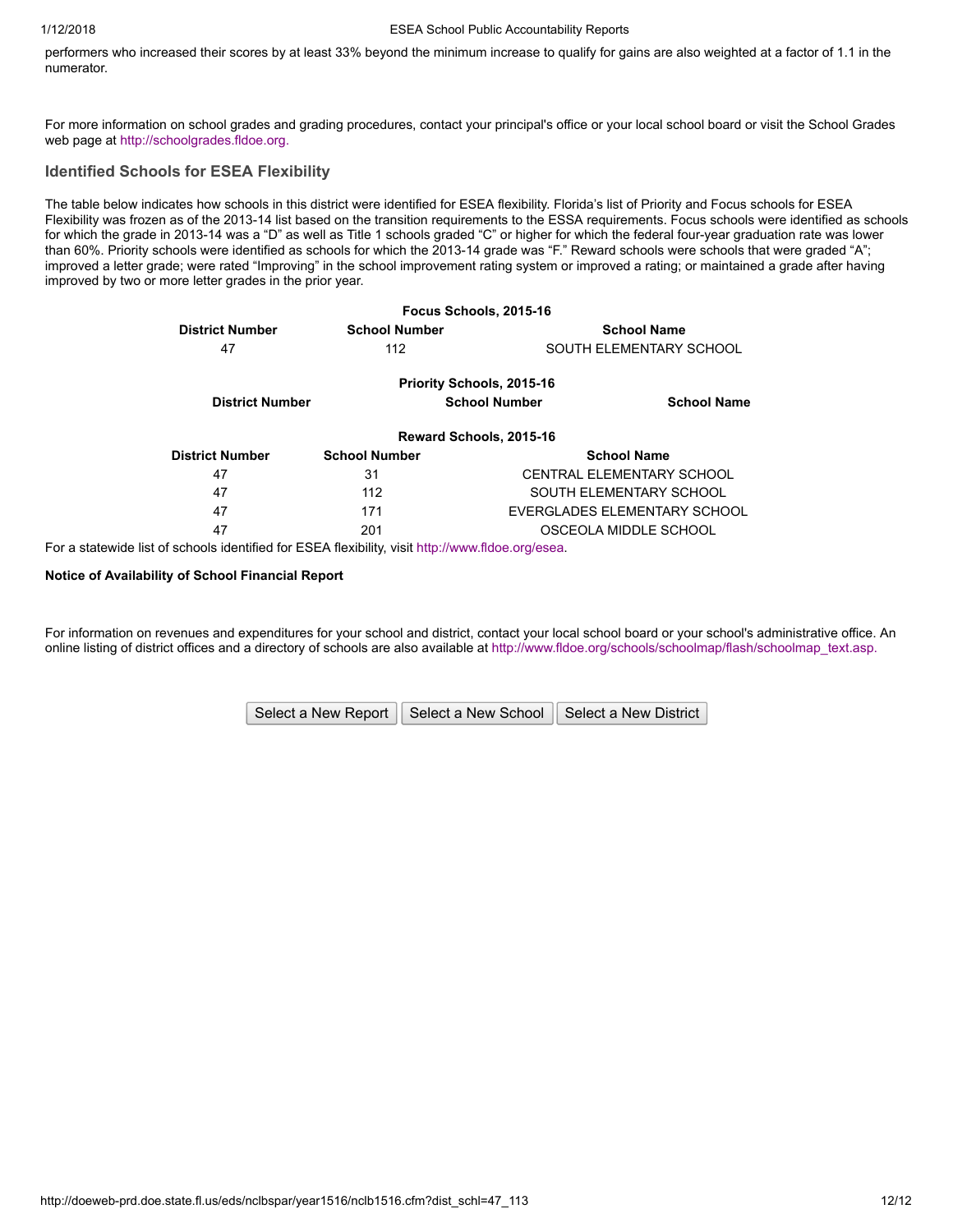performers who increased their scores by at least 33% beyond the minimum increase to qualify for gains are also weighted at a factor of 1.1 in the numerator.

For more information on school grades and grading procedures, contact your principal's office or your local school board or visit the School Grades web page at http://schoolgrades.fldoe.org.

### Identified Schools for ESEA Flexibility

The table below indicates how schools in this district were identified for ESEA flexibility. Florida's list of Priority and Focus schools for ESEA Flexibility was frozen as of the 2013-14 list based on the transition requirements to the ESSA requirements. Focus schools were identified as schools for which the grade in 2013-14 was a "D" as well as Title 1 schools graded "C" or higher for which the federal four-year graduation rate was lower than 60%. Priority schools were identified as schools for which the 2013-14 grade was "F." Reward schools were schools that were graded "A"; improved a letter grade; were rated "Improving" in the school improvement rating system or improved a rating; or maintained a grade after having improved by two or more letter grades in the prior year.

**Focus Schools, 2015-16**

| District Number | School Number | School Name |
|---|---|---|
| 47 | 112 | SOUTH ELEMENTARY SCHOOL |

**Priority Schools, 2015-16**

| District Number | School Number | School Name |
|---|---|---|

**Reward Schools, 2015-16**

| District Number | School Number | School Name |
|---|---|---|
| 47 | 31 | CENTRAL ELEMENTARY SCHOOL |
| 47 | 112 | SOUTH ELEMENTARY SCHOOL |
| 47 | 171 | EVERGLADES ELEMENTARY SCHOOL |
| 47 | 201 | OSCEOLA MIDDLE SCHOOL |

For a statewide list of schools identified for ESEA flexibility, visit http://www.fldoe.org/esea.

**Notice of Availability of School Financial Report**

For information on revenues and expenditures for your school and district, contact your local school board or your school's administrative office. An online listing of district offices and a directory of schools are also available at http://www.fldoe.org/schools/schoolmap/flash/schoolmap_text.asp.

Select a New Report | Select a New School | Select a New District